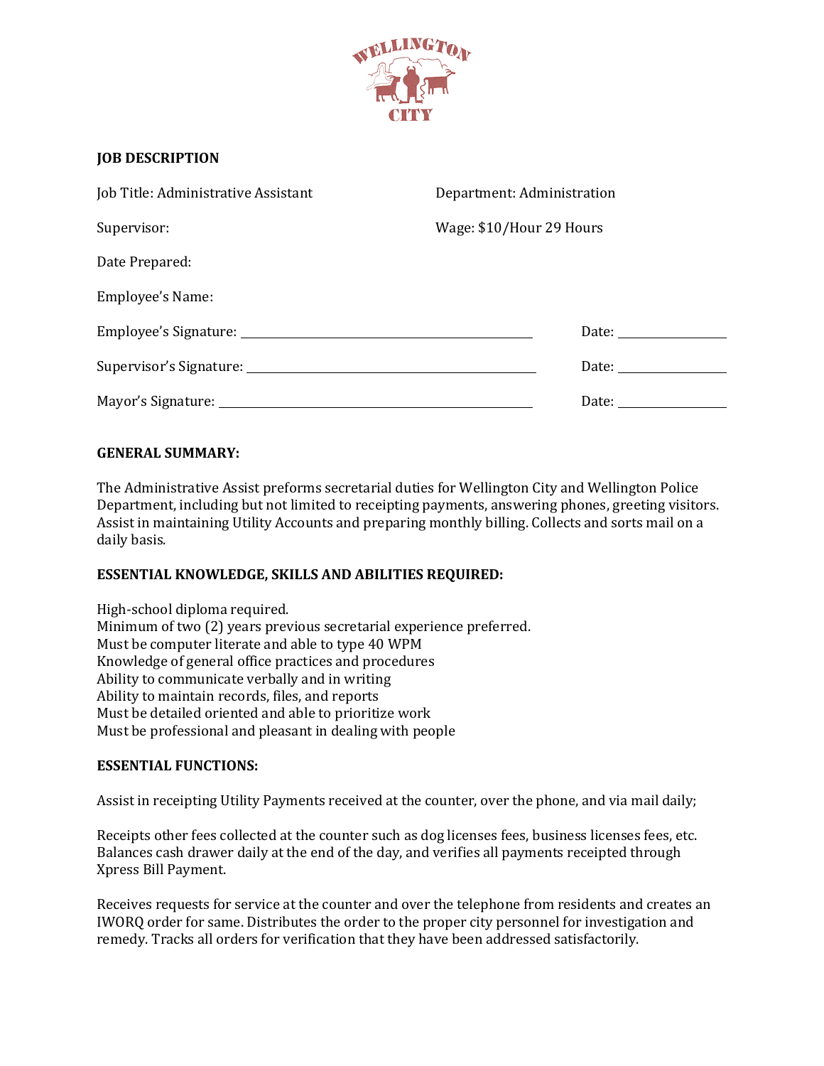## JOB DESCRIPTION

Job Title: Administrative Assistant

Department: Administration

Supervisor:

Wage: $10/Hour 29 Hours

Date Prepared:

Employee's Name:

Employee's Signature: ______________________ Date: __________

Supervisor's Signature: ______________________ Date: __________

Mayor's Signature: ______________________ Date: __________

## GENERAL SUMMARY:

The Administrative Assist preforms secretarial duties for Wellington City and Wellington Police Department, including but not limited to receipting payments, answering phones, greeting visitors. Assist in maintaining Utility Accounts and preparing monthly billing. Collects and sorts mail on a daily basis.

## ESSENTIAL KNOWLEDGE, SKILLS AND ABILITIES REQUIRED:

High-school diploma required.
Minimum of two (2) years previous secretarial experience preferred.
Must be computer literate and able to type 40 WPM
Knowledge of general office practices and procedures
Ability to communicate verbally and in writing
Ability to maintain records, files, and reports
Must be detailed oriented and able to prioritize work
Must be professional and pleasant in dealing with people

## ESSENTIAL FUNCTIONS:

Assist in receipting Utility Payments received at the counter, over the phone, and via mail daily;

Receipts other fees collected at the counter such as dog licenses fees, business licenses fees, etc. Balances cash drawer daily at the end of the day, and verifies all payments receipted through Xpress Bill Payment.

Receives requests for service at the counter and over the telephone from residents and creates an IWORQ order for same. Distributes the order to the proper city personnel for investigation and remedy. Tracks all orders for verification that they have been addressed satisfactorily.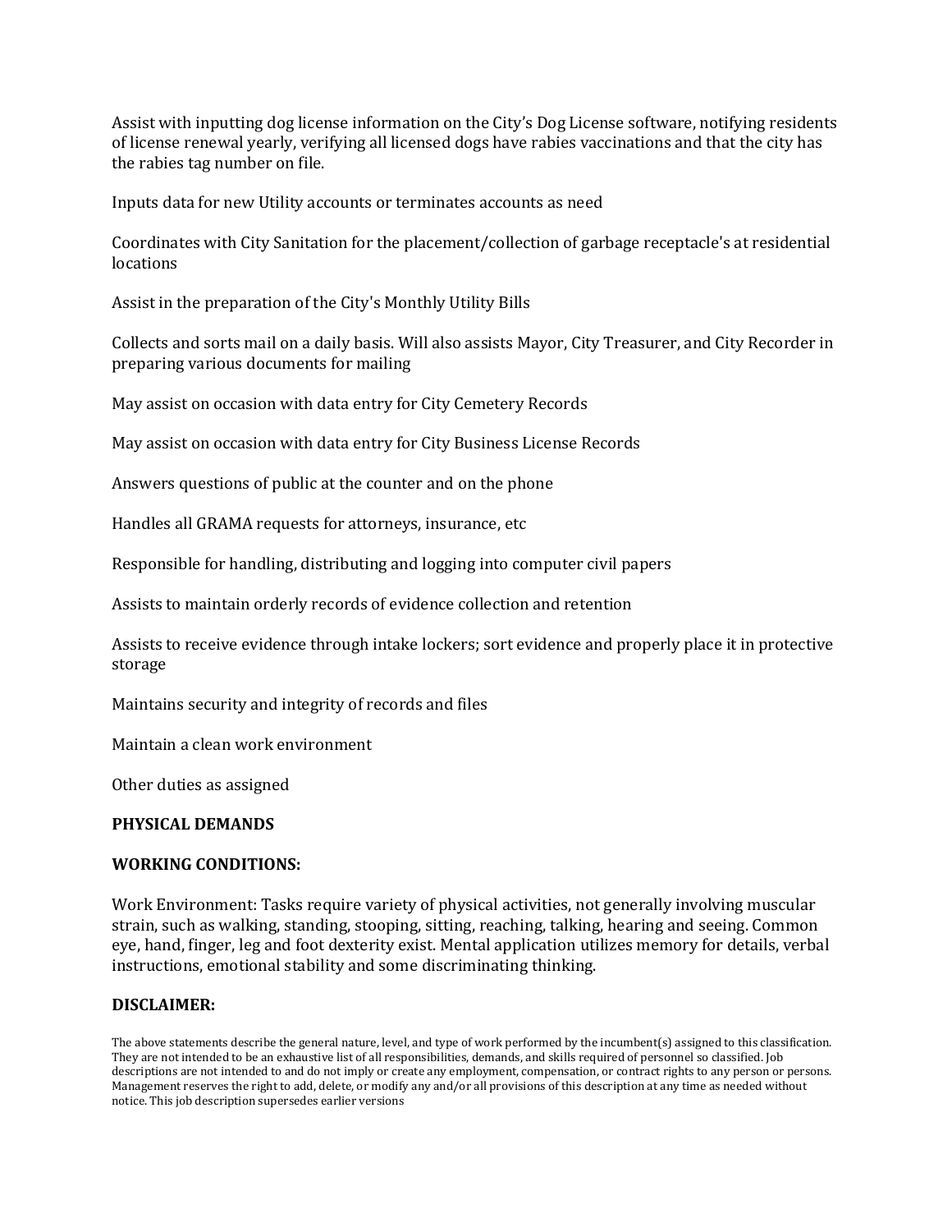Assist with inputting dog license information on the City's Dog License software, notifying residents of license renewal yearly, verifying all licensed dogs have rabies vaccinations and that the city has the rabies tag number on file.

Inputs data for new Utility accounts or terminates accounts as need

Coordinates with City Sanitation for the placement/collection of garbage receptacle's at residential locations

Assist in the preparation of the City's Monthly Utility Bills

Collects and sorts mail on a daily basis. Will also assists Mayor, City Treasurer, and City Recorder in preparing various documents for mailing

May assist on occasion with data entry for City Cemetery Records

May assist on occasion with data entry for City Business License Records

Answers questions of public at the counter and on the phone

Handles all GRAMA requests for attorneys, insurance, etc

Responsible for handling, distributing and logging into computer civil papers

Assists to maintain orderly records of evidence collection and retention

Assists to receive evidence through intake lockers; sort evidence and properly place it in protective storage

Maintains security and integrity of records and files

Maintain a clean work environment

Other duties as assigned

**PHYSICAL DEMANDS**

**WORKING CONDITIONS:**

Work Environment: Tasks require variety of physical activities, not generally involving muscular strain, such as walking, standing, stooping, sitting, reaching, talking, hearing and seeing. Common eye, hand, finger, leg and foot dexterity exist. Mental application utilizes memory for details, verbal instructions, emotional stability and some discriminating thinking.

**DISCLAIMER:**

The above statements describe the general nature, level, and type of work performed by the incumbent(s) assigned to this classification. They are not intended to be an exhaustive list of all responsibilities, demands, and skills required of personnel so classified. Job descriptions are not intended to and do not imply or create any employment, compensation, or contract rights to any person or persons. Management reserves the right to add, delete, or modify any and/or all provisions of this description at any time as needed without notice. This job description supersedes earlier versions